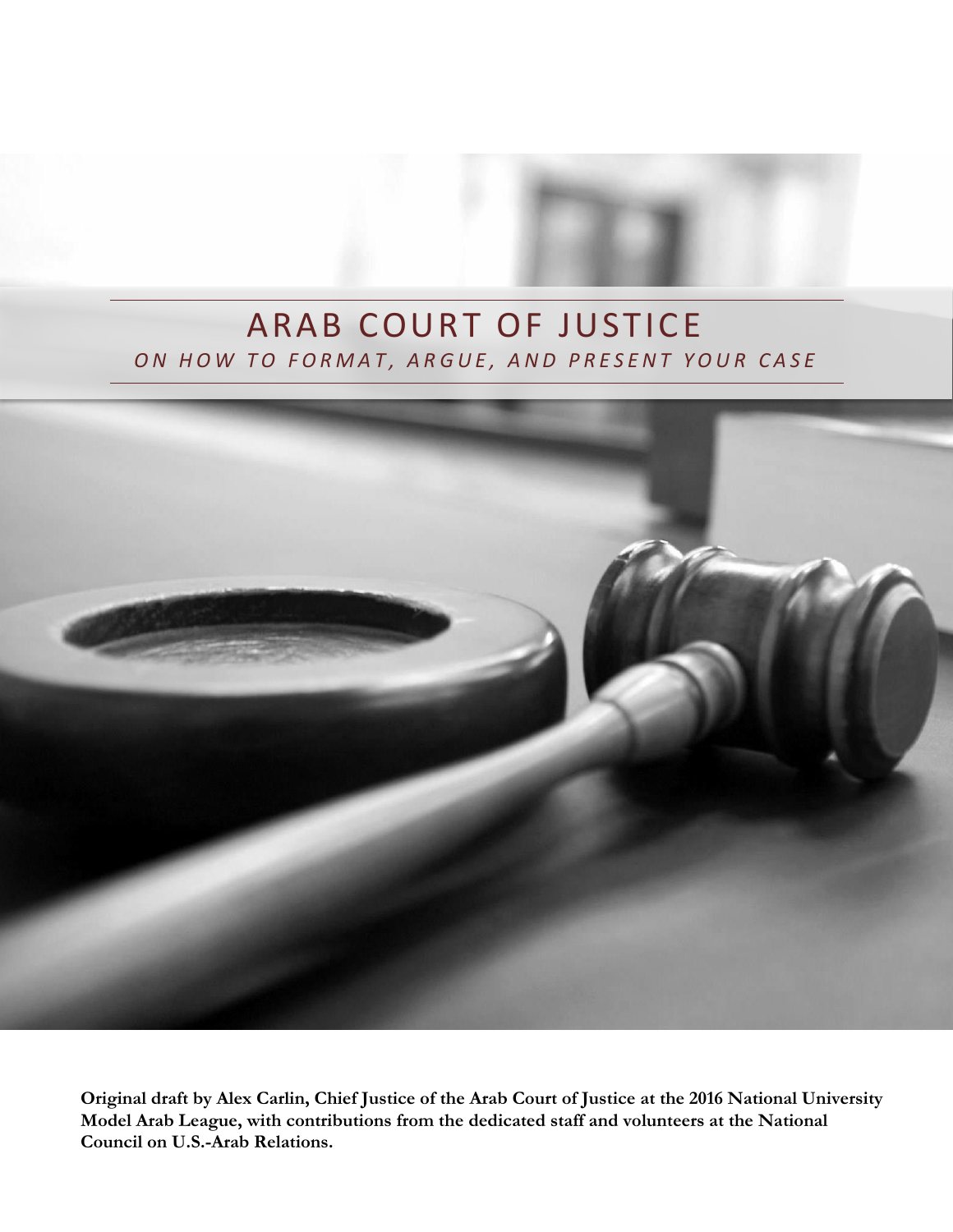# ARAB COURT OF JUSTICE

*ON HOW TO FORMAT, ARGUE, AND PRESENT YOUR CASE*

**Original draft by Alex Carlin, Chief Justice of the Arab Court of Justice at the 2016 National University Model Arab League, with contributions from the dedicated staff and volunteers at the National Council on U.S.-Arab Relations.**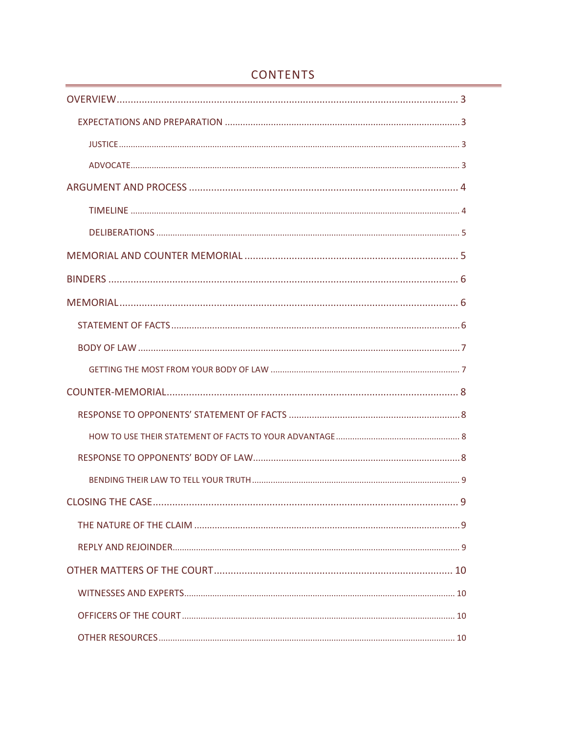# CONTENTS

- OVERVIEW ........ 3
  - EXPECTATIONS AND PREPARATION ........ 3
    - JUSTICE ........ 3
    - ADVOCATE ........ 3
- ARGUMENT AND PROCESS ........ 4
    - TIMELINE ........ 4
    - DELIBERATIONS ........ 5
- MEMORIAL AND COUNTER MEMORIAL ........ 5
- BINDERS ........ 6
- MEMORIAL ........ 6
  - STATEMENT OF FACTS ........ 6
  - BODY OF LAW ........ 7
    - GETTING THE MOST FROM YOUR BODY OF LAW ........ 7
- COUNTER-MEMORIAL ........ 8
  - RESPONSE TO OPPONENTS' STATEMENT OF FACTS ........ 8
    - HOW TO USE THEIR STATEMENT OF FACTS TO YOUR ADVANTAGE ........ 8
  - RESPONSE TO OPPONENTS' BODY OF LAW ........ 8
    - BENDING THEIR LAW TO TELL YOUR TRUTH ........ 9
- CLOSING THE CASE ........ 9
  - THE NATURE OF THE CLAIM ........ 9
  - REPLY AND REJOINDER ........ 9
- OTHER MATTERS OF THE COURT ........ 10
  - WITNESSES AND EXPERTS ........ 10
  - OFFICERS OF THE COURT ........ 10
  - OTHER RESOURCES ........ 10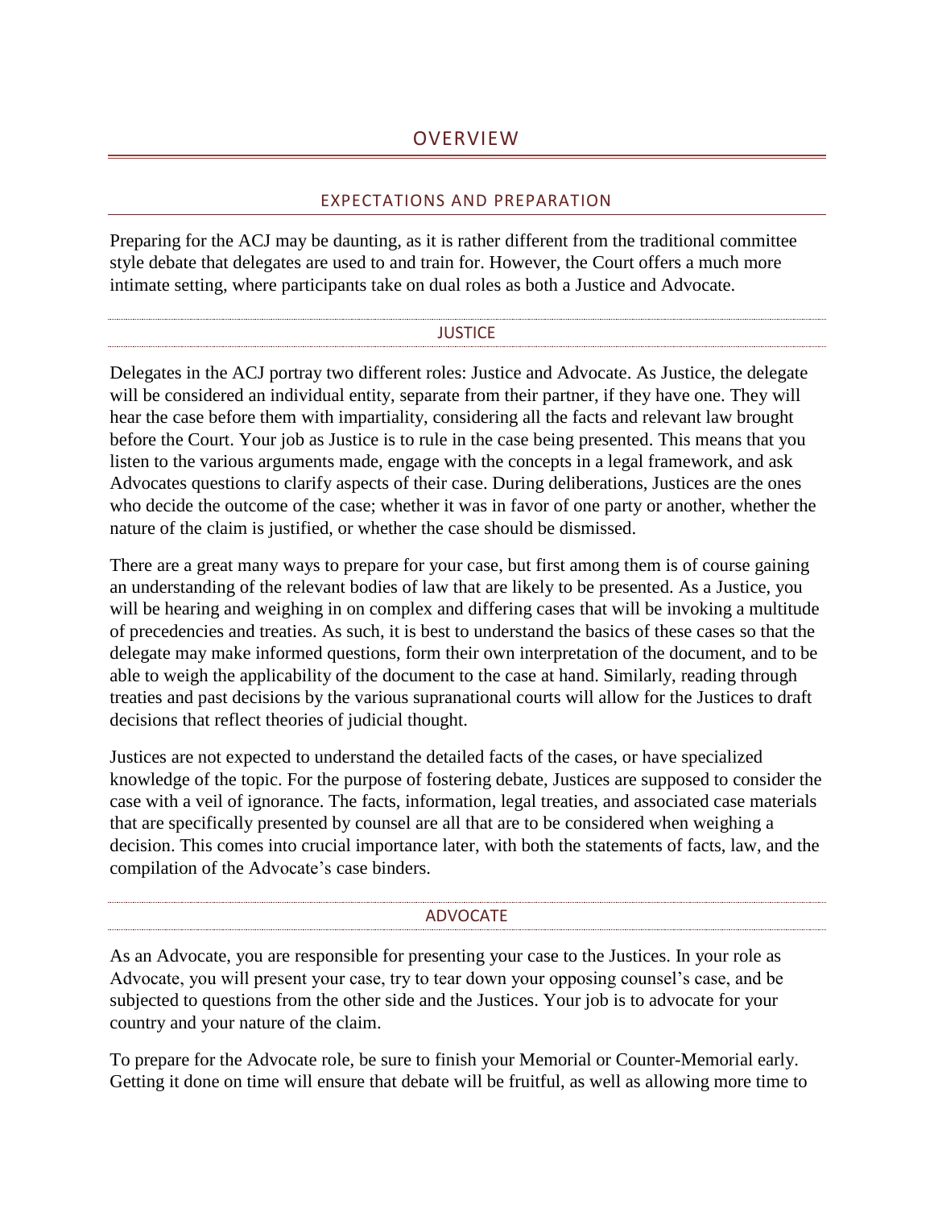# OVERVIEW

## EXPECTATIONS AND PREPARATION

Preparing for the ACJ may be daunting, as it is rather different from the traditional committee style debate that delegates are used to and train for. However, the Court offers a much more intimate setting, where participants take on dual roles as both a Justice and Advocate.

### JUSTICE

Delegates in the ACJ portray two different roles: Justice and Advocate. As Justice, the delegate will be considered an individual entity, separate from their partner, if they have one. They will hear the case before them with impartiality, considering all the facts and relevant law brought before the Court. Your job as Justice is to rule in the case being presented. This means that you listen to the various arguments made, engage with the concepts in a legal framework, and ask Advocates questions to clarify aspects of their case. During deliberations, Justices are the ones who decide the outcome of the case; whether it was in favor of one party or another, whether the nature of the claim is justified, or whether the case should be dismissed.

There are a great many ways to prepare for your case, but first among them is of course gaining an understanding of the relevant bodies of law that are likely to be presented. As a Justice, you will be hearing and weighing in on complex and differing cases that will be invoking a multitude of precedencies and treaties. As such, it is best to understand the basics of these cases so that the delegate may make informed questions, form their own interpretation of the document, and to be able to weigh the applicability of the document to the case at hand. Similarly, reading through treaties and past decisions by the various supranational courts will allow for the Justices to draft decisions that reflect theories of judicial thought.

Justices are not expected to understand the detailed facts of the cases, or have specialized knowledge of the topic. For the purpose of fostering debate, Justices are supposed to consider the case with a veil of ignorance. The facts, information, legal treaties, and associated case materials that are specifically presented by counsel are all that are to be considered when weighing a decision. This comes into crucial importance later, with both the statements of facts, law, and the compilation of the Advocate's case binders.

### ADVOCATE

As an Advocate, you are responsible for presenting your case to the Justices. In your role as Advocate, you will present your case, try to tear down your opposing counsel's case, and be subjected to questions from the other side and the Justices. Your job is to advocate for your country and your nature of the claim.

To prepare for the Advocate role, be sure to finish your Memorial or Counter-Memorial early. Getting it done on time will ensure that debate will be fruitful, as well as allowing more time to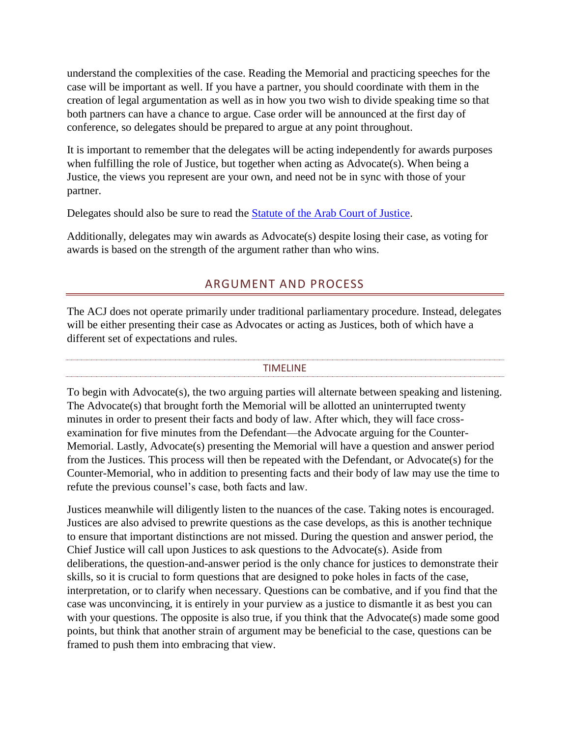understand the complexities of the case. Reading the Memorial and practicing speeches for the case will be important as well. If you have a partner, you should coordinate with them in the creation of legal argumentation as well as in how you two wish to divide speaking time so that both partners can have a chance to argue. Case order will be announced at the first day of conference, so delegates should be prepared to argue at any point throughout.

It is important to remember that the delegates will be acting independently for awards purposes when fulfilling the role of Justice, but together when acting as Advocate(s). When being a Justice, the views you represent are your own, and need not be in sync with those of your partner.

Delegates should also be sure to read the [Statute of the Arab Court of Justice](#).

Additionally, delegates may win awards as Advocate(s) despite losing their case, as voting for awards is based on the strength of the argument rather than who wins.

## ARGUMENT AND PROCESS

The ACJ does not operate primarily under traditional parliamentary procedure. Instead, delegates will be either presenting their case as Advocates or acting as Justices, both of which have a different set of expectations and rules.

### TIMELINE

To begin with Advocate(s), the two arguing parties will alternate between speaking and listening. The Advocate(s) that brought forth the Memorial will be allotted an uninterrupted twenty minutes in order to present their facts and body of law. After which, they will face cross-examination for five minutes from the Defendant—the Advocate arguing for the Counter-Memorial. Lastly, Advocate(s) presenting the Memorial will have a question and answer period from the Justices. This process will then be repeated with the Defendant, or Advocate(s) for the Counter-Memorial, who in addition to presenting facts and their body of law may use the time to refute the previous counsel's case, both facts and law.

Justices meanwhile will diligently listen to the nuances of the case. Taking notes is encouraged. Justices are also advised to prewrite questions as the case develops, as this is another technique to ensure that important distinctions are not missed. During the question and answer period, the Chief Justice will call upon Justices to ask questions to the Advocate(s). Aside from deliberations, the question-and-answer period is the only chance for justices to demonstrate their skills, so it is crucial to form questions that are designed to poke holes in facts of the case, interpretation, or to clarify when necessary. Questions can be combative, and if you find that the case was unconvincing, it is entirely in your purview as a justice to dismantle it as best you can with your questions. The opposite is also true, if you think that the Advocate(s) made some good points, but think that another strain of argument may be beneficial to the case, questions can be framed to push them into embracing that view.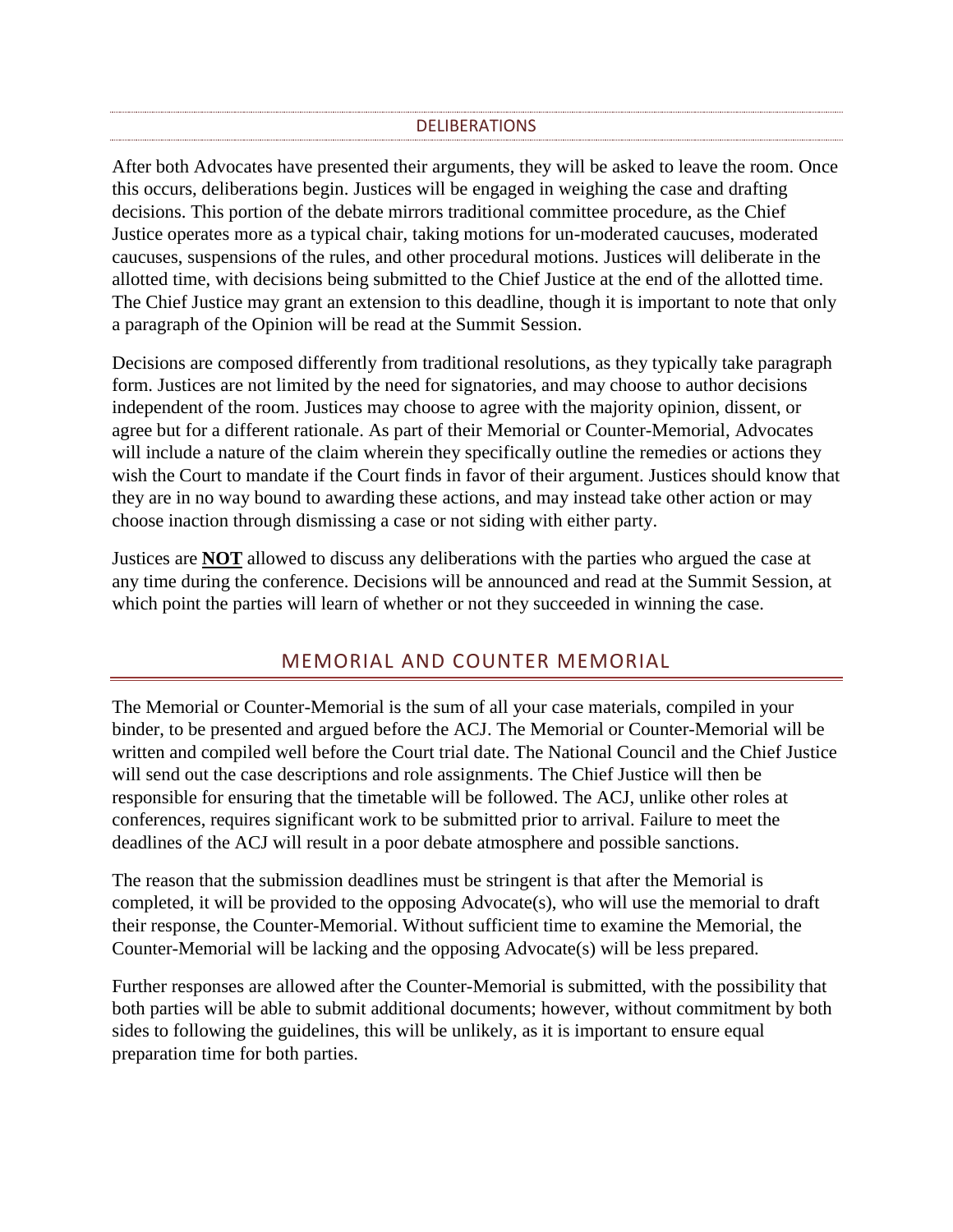### DELIBERATIONS

After both Advocates have presented their arguments, they will be asked to leave the room. Once this occurs, deliberations begin. Justices will be engaged in weighing the case and drafting decisions. This portion of the debate mirrors traditional committee procedure, as the Chief Justice operates more as a typical chair, taking motions for un-moderated caucuses, moderated caucuses, suspensions of the rules, and other procedural motions. Justices will deliberate in the allotted time, with decisions being submitted to the Chief Justice at the end of the allotted time. The Chief Justice may grant an extension to this deadline, though it is important to note that only a paragraph of the Opinion will be read at the Summit Session.

Decisions are composed differently from traditional resolutions, as they typically take paragraph form. Justices are not limited by the need for signatories, and may choose to author decisions independent of the room. Justices may choose to agree with the majority opinion, dissent, or agree but for a different rationale. As part of their Memorial or Counter-Memorial, Advocates will include a nature of the claim wherein they specifically outline the remedies or actions they wish the Court to mandate if the Court finds in favor of their argument. Justices should know that they are in no way bound to awarding these actions, and may instead take other action or may choose inaction through dismissing a case or not siding with either party.

Justices are **NOT** allowed to discuss any deliberations with the parties who argued the case at any time during the conference. Decisions will be announced and read at the Summit Session, at which point the parties will learn of whether or not they succeeded in winning the case.

## MEMORIAL AND COUNTER MEMORIAL

The Memorial or Counter-Memorial is the sum of all your case materials, compiled in your binder, to be presented and argued before the ACJ. The Memorial or Counter-Memorial will be written and compiled well before the Court trial date. The National Council and the Chief Justice will send out the case descriptions and role assignments. The Chief Justice will then be responsible for ensuring that the timetable will be followed. The ACJ, unlike other roles at conferences, requires significant work to be submitted prior to arrival. Failure to meet the deadlines of the ACJ will result in a poor debate atmosphere and possible sanctions.

The reason that the submission deadlines must be stringent is that after the Memorial is completed, it will be provided to the opposing Advocate(s), who will use the memorial to draft their response, the Counter-Memorial. Without sufficient time to examine the Memorial, the Counter-Memorial will be lacking and the opposing Advocate(s) will be less prepared.

Further responses are allowed after the Counter-Memorial is submitted, with the possibility that both parties will be able to submit additional documents; however, without commitment by both sides to following the guidelines, this will be unlikely, as it is important to ensure equal preparation time for both parties.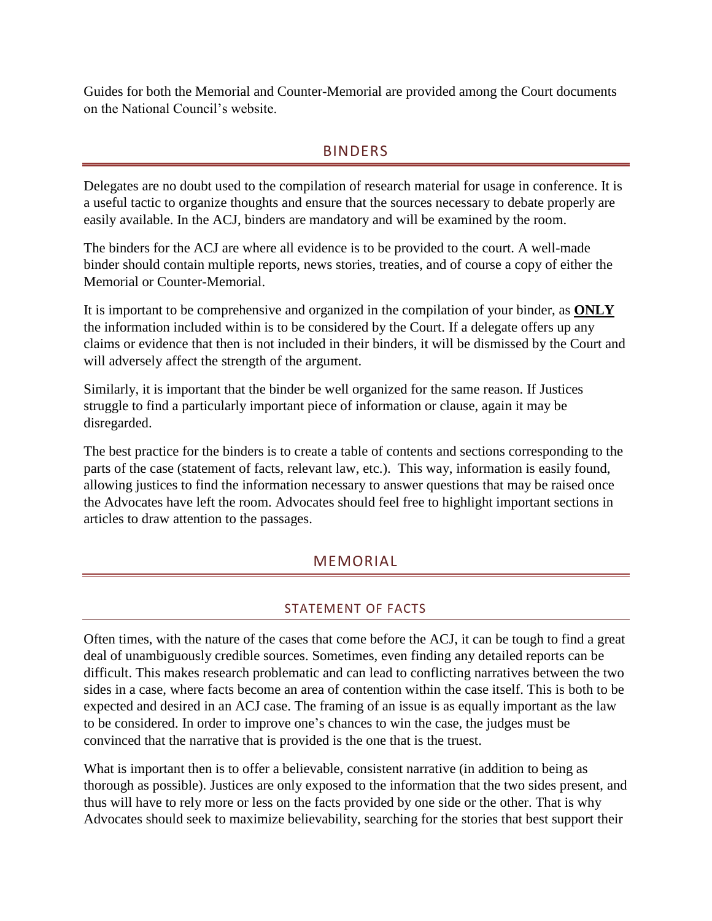Guides for both the Memorial and Counter-Memorial are provided among the Court documents on the National Council's website.

## BINDERS

Delegates are no doubt used to the compilation of research material for usage in conference. It is a useful tactic to organize thoughts and ensure that the sources necessary to debate properly are easily available. In the ACJ, binders are mandatory and will be examined by the room.

The binders for the ACJ are where all evidence is to be provided to the court. A well-made binder should contain multiple reports, news stories, treaties, and of course a copy of either the Memorial or Counter-Memorial.

It is important to be comprehensive and organized in the compilation of your binder, as **ONLY** the information included within is to be considered by the Court. If a delegate offers up any claims or evidence that then is not included in their binders, it will be dismissed by the Court and will adversely affect the strength of the argument.

Similarly, it is important that the binder be well organized for the same reason. If Justices struggle to find a particularly important piece of information or clause, again it may be disregarded.

The best practice for the binders is to create a table of contents and sections corresponding to the parts of the case (statement of facts, relevant law, etc.). This way, information is easily found, allowing justices to find the information necessary to answer questions that may be raised once the Advocates have left the room. Advocates should feel free to highlight important sections in articles to draw attention to the passages.

## MEMORIAL

### STATEMENT OF FACTS

Often times, with the nature of the cases that come before the ACJ, it can be tough to find a great deal of unambiguously credible sources. Sometimes, even finding any detailed reports can be difficult. This makes research problematic and can lead to conflicting narratives between the two sides in a case, where facts become an area of contention within the case itself. This is both to be expected and desired in an ACJ case. The framing of an issue is as equally important as the law to be considered. In order to improve one's chances to win the case, the judges must be convinced that the narrative that is provided is the one that is the truest.

What is important then is to offer a believable, consistent narrative (in addition to being as thorough as possible). Justices are only exposed to the information that the two sides present, and thus will have to rely more or less on the facts provided by one side or the other. That is why Advocates should seek to maximize believability, searching for the stories that best support their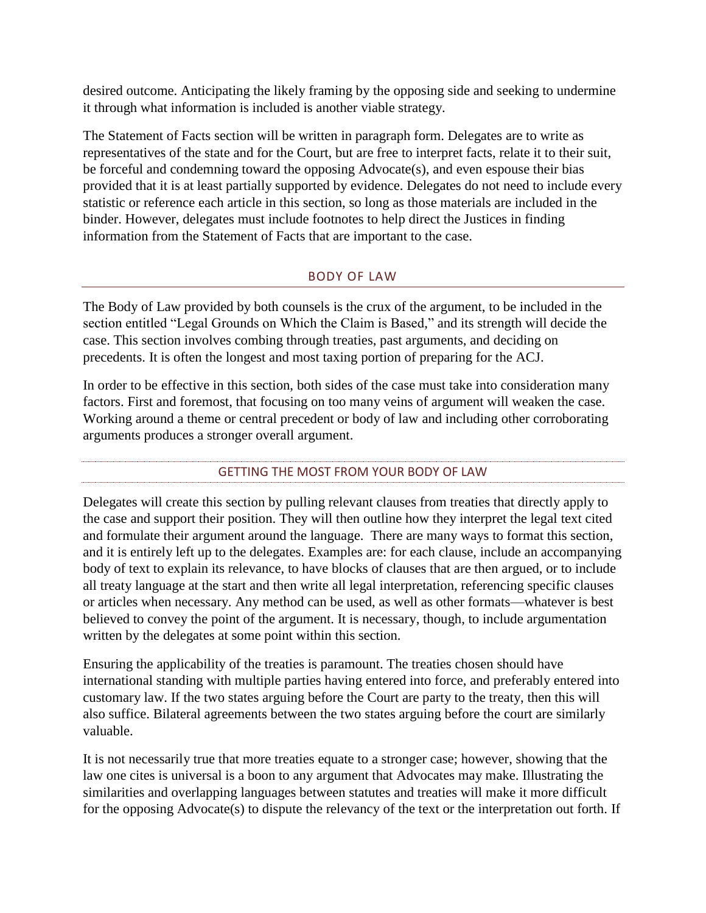desired outcome. Anticipating the likely framing by the opposing side and seeking to undermine it through what information is included is another viable strategy.

The Statement of Facts section will be written in paragraph form. Delegates are to write as representatives of the state and for the Court, but are free to interpret facts, relate it to their suit, be forceful and condemning toward the opposing Advocate(s), and even espouse their bias provided that it is at least partially supported by evidence. Delegates do not need to include every statistic or reference each article in this section, so long as those materials are included in the binder. However, delegates must include footnotes to help direct the Justices in finding information from the Statement of Facts that are important to the case.

## BODY OF LAW

The Body of Law provided by both counsels is the crux of the argument, to be included in the section entitled "Legal Grounds on Which the Claim is Based," and its strength will decide the case. This section involves combing through treaties, past arguments, and deciding on precedents. It is often the longest and most taxing portion of preparing for the ACJ.

In order to be effective in this section, both sides of the case must take into consideration many factors. First and foremost, that focusing on too many veins of argument will weaken the case. Working around a theme or central precedent or body of law and including other corroborating arguments produces a stronger overall argument.

### GETTING THE MOST FROM YOUR BODY OF LAW

Delegates will create this section by pulling relevant clauses from treaties that directly apply to the case and support their position. They will then outline how they interpret the legal text cited and formulate their argument around the language. There are many ways to format this section, and it is entirely left up to the delegates. Examples are: for each clause, include an accompanying body of text to explain its relevance, to have blocks of clauses that are then argued, or to include all treaty language at the start and then write all legal interpretation, referencing specific clauses or articles when necessary. Any method can be used, as well as other formats—whatever is best believed to convey the point of the argument. It is necessary, though, to include argumentation written by the delegates at some point within this section.

Ensuring the applicability of the treaties is paramount. The treaties chosen should have international standing with multiple parties having entered into force, and preferably entered into customary law. If the two states arguing before the Court are party to the treaty, then this will also suffice. Bilateral agreements between the two states arguing before the court are similarly valuable.

It is not necessarily true that more treaties equate to a stronger case; however, showing that the law one cites is universal is a boon to any argument that Advocates may make. Illustrating the similarities and overlapping languages between statutes and treaties will make it more difficult for the opposing Advocate(s) to dispute the relevancy of the text or the interpretation out forth. If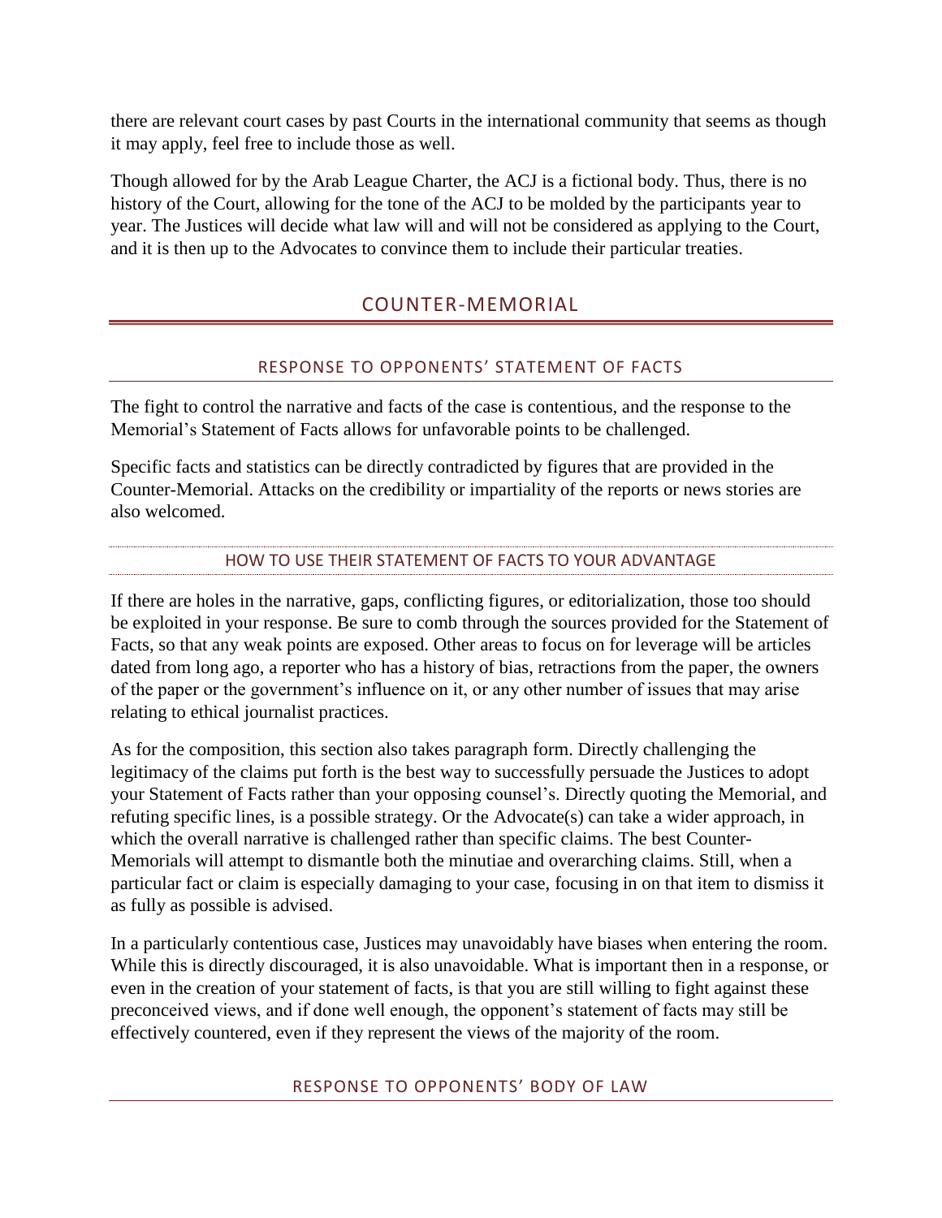there are relevant court cases by past Courts in the international community that seems as though it may apply, feel free to include those as well.

Though allowed for by the Arab League Charter, the ACJ is a fictional body. Thus, there is no history of the Court, allowing for the tone of the ACJ to be molded by the participants year to year. The Justices will decide what law will and will not be considered as applying to the Court, and it is then up to the Advocates to convince them to include their particular treaties.

## COUNTER-MEMORIAL

### RESPONSE TO OPPONENTS' STATEMENT OF FACTS

The fight to control the narrative and facts of the case is contentious, and the response to the Memorial's Statement of Facts allows for unfavorable points to be challenged.

Specific facts and statistics can be directly contradicted by figures that are provided in the Counter-Memorial. Attacks on the credibility or impartiality of the reports or news stories are also welcomed.

#### HOW TO USE THEIR STATEMENT OF FACTS TO YOUR ADVANTAGE

If there are holes in the narrative, gaps, conflicting figures, or editorialization, those too should be exploited in your response. Be sure to comb through the sources provided for the Statement of Facts, so that any weak points are exposed. Other areas to focus on for leverage will be articles dated from long ago, a reporter who has a history of bias, retractions from the paper, the owners of the paper or the government's influence on it, or any other number of issues that may arise relating to ethical journalist practices.

As for the composition, this section also takes paragraph form. Directly challenging the legitimacy of the claims put forth is the best way to successfully persuade the Justices to adopt your Statement of Facts rather than your opposing counsel's. Directly quoting the Memorial, and refuting specific lines, is a possible strategy. Or the Advocate(s) can take a wider approach, in which the overall narrative is challenged rather than specific claims. The best Counter-Memorials will attempt to dismantle both the minutiae and overarching claims. Still, when a particular fact or claim is especially damaging to your case, focusing in on that item to dismiss it as fully as possible is advised.

In a particularly contentious case, Justices may unavoidably have biases when entering the room. While this is directly discouraged, it is also unavoidable. What is important then in a response, or even in the creation of your statement of facts, is that you are still willing to fight against these preconceived views, and if done well enough, the opponent's statement of facts may still be effectively countered, even if they represent the views of the majority of the room.

### RESPONSE TO OPPONENTS' BODY OF LAW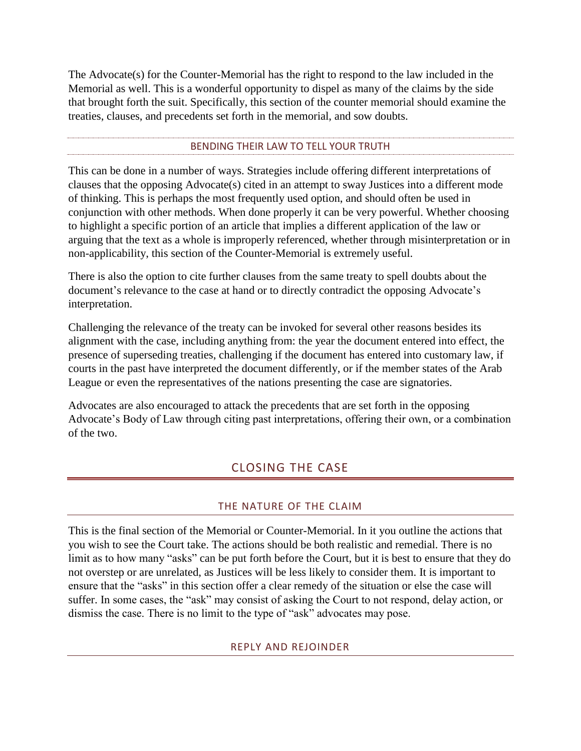The Advocate(s) for the Counter-Memorial has the right to respond to the law included in the Memorial as well. This is a wonderful opportunity to dispel as many of the claims by the side that brought forth the suit. Specifically, this section of the counter memorial should examine the treaties, clauses, and precedents set forth in the memorial, and sow doubts.

### BENDING THEIR LAW TO TELL YOUR TRUTH

This can be done in a number of ways. Strategies include offering different interpretations of clauses that the opposing Advocate(s) cited in an attempt to sway Justices into a different mode of thinking. This is perhaps the most frequently used option, and should often be used in conjunction with other methods. When done properly it can be very powerful. Whether choosing to highlight a specific portion of an article that implies a different application of the law or arguing that the text as a whole is improperly referenced, whether through misinterpretation or in non-applicability, this section of the Counter-Memorial is extremely useful.

There is also the option to cite further clauses from the same treaty to spell doubts about the document's relevance to the case at hand or to directly contradict the opposing Advocate's interpretation.

Challenging the relevance of the treaty can be invoked for several other reasons besides its alignment with the case, including anything from: the year the document entered into effect, the presence of superseding treaties, challenging if the document has entered into customary law, if courts in the past have interpreted the document differently, or if the member states of the Arab League or even the representatives of the nations presenting the case are signatories.

Advocates are also encouraged to attack the precedents that are set forth in the opposing Advocate's Body of Law through citing past interpretations, offering their own, or a combination of the two.

## CLOSING THE CASE

### THE NATURE OF THE CLAIM

This is the final section of the Memorial or Counter-Memorial. In it you outline the actions that you wish to see the Court take. The actions should be both realistic and remedial. There is no limit as to how many "asks" can be put forth before the Court, but it is best to ensure that they do not overstep or are unrelated, as Justices will be less likely to consider them. It is important to ensure that the "asks" in this section offer a clear remedy of the situation or else the case will suffer. In some cases, the "ask" may consist of asking the Court to not respond, delay action, or dismiss the case. There is no limit to the type of "ask" advocates may pose.

### REPLY AND REJOINDER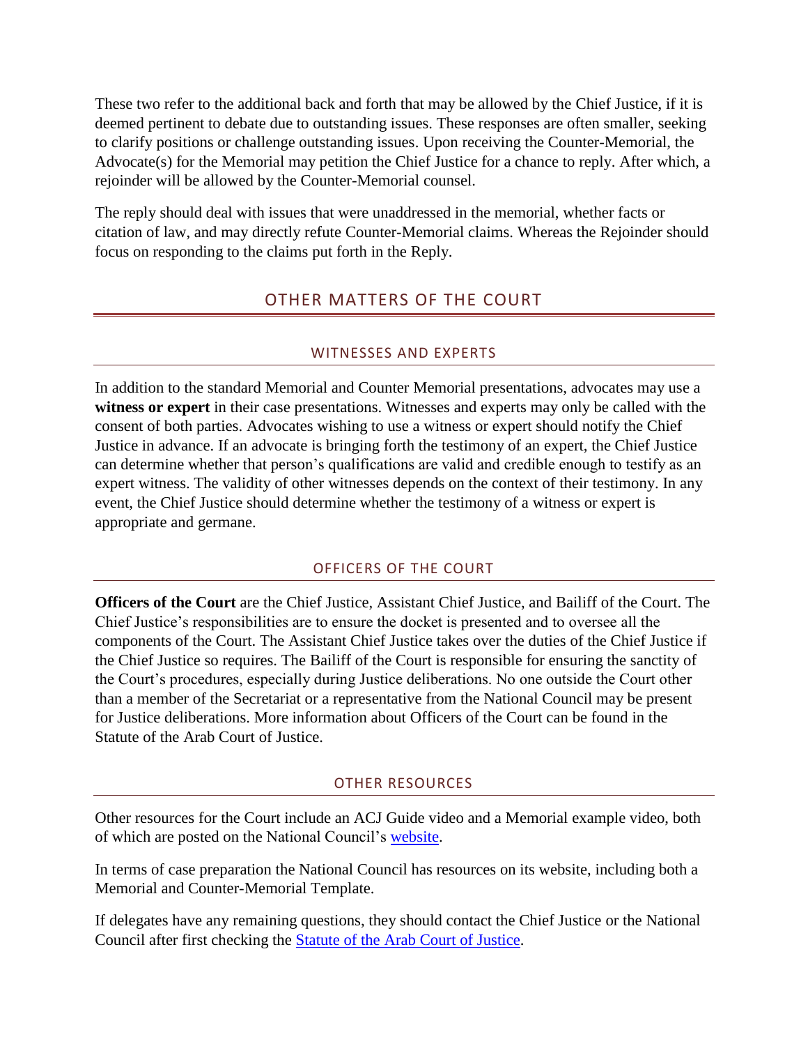These two refer to the additional back and forth that may be allowed by the Chief Justice, if it is deemed pertinent to debate due to outstanding issues. These responses are often smaller, seeking to clarify positions or challenge outstanding issues. Upon receiving the Counter-Memorial, the Advocate(s) for the Memorial may petition the Chief Justice for a chance to reply. After which, a rejoinder will be allowed by the Counter-Memorial counsel.

The reply should deal with issues that were unaddressed in the memorial, whether facts or citation of law, and may directly refute Counter-Memorial claims. Whereas the Rejoinder should focus on responding to the claims put forth in the Reply.

## OTHER MATTERS OF THE COURT

### WITNESSES AND EXPERTS

In addition to the standard Memorial and Counter Memorial presentations, advocates may use a **witness or expert** in their case presentations. Witnesses and experts may only be called with the consent of both parties. Advocates wishing to use a witness or expert should notify the Chief Justice in advance. If an advocate is bringing forth the testimony of an expert, the Chief Justice can determine whether that person's qualifications are valid and credible enough to testify as an expert witness. The validity of other witnesses depends on the context of their testimony. In any event, the Chief Justice should determine whether the testimony of a witness or expert is appropriate and germane.

### OFFICERS OF THE COURT

**Officers of the Court** are the Chief Justice, Assistant Chief Justice, and Bailiff of the Court. The Chief Justice's responsibilities are to ensure the docket is presented and to oversee all the components of the Court. The Assistant Chief Justice takes over the duties of the Chief Justice if the Chief Justice so requires. The Bailiff of the Court is responsible for ensuring the sanctity of the Court's procedures, especially during Justice deliberations. No one outside the Court other than a member of the Secretariat or a representative from the National Council may be present for Justice deliberations. More information about Officers of the Court can be found in the Statute of the Arab Court of Justice.

### OTHER RESOURCES

Other resources for the Court include an ACJ Guide video and a Memorial example video, both of which are posted on the National Council's website.

In terms of case preparation the National Council has resources on its website, including both a Memorial and Counter-Memorial Template.

If delegates have any remaining questions, they should contact the Chief Justice or the National Council after first checking the Statute of the Arab Court of Justice.